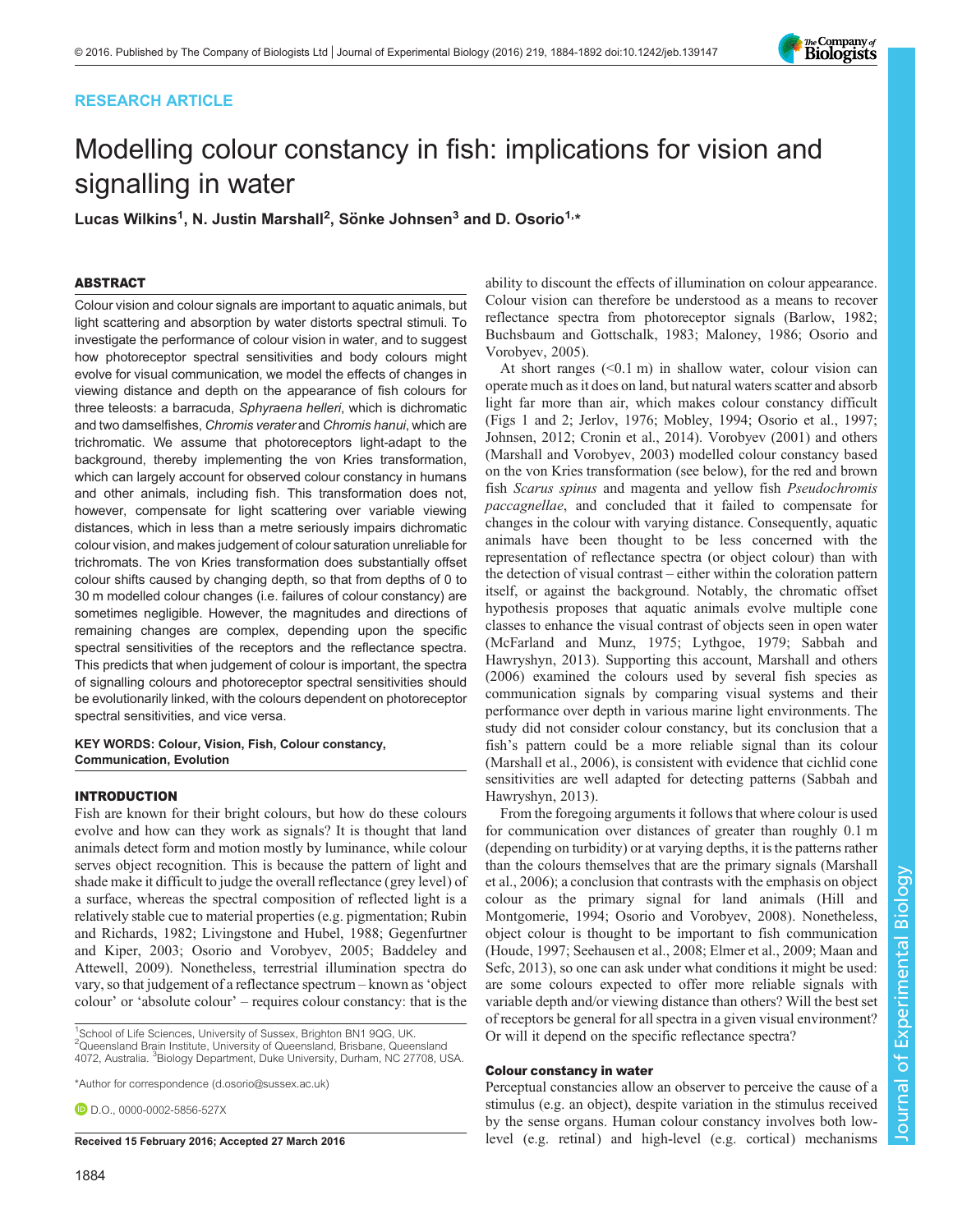RESEARCH ARTICLE

# Modelling colour constancy in fish: implications for vision and signalling in water

Lucas Wilkins[1], N. Justin Marshall[2], Sönke Johnsen[3] and D. Osorio[1,*]

## ABSTRACT

Colour vision and colour signals are important to aquatic animals, but light scattering and absorption by water distorts spectral stimuli. To investigate the performance of colour vision in water, and to suggest how photoreceptor spectral sensitivities and body colours might evolve for visual communication, we model the effects of changes in viewing distance and depth on the appearance of fish colours for three teleosts: a barracuda, *Sphyraena helleri*, which is dichromatic and two damselfishes, *Chromis verater* and *Chromis hanui*, which are trichromatic. We assume that photoreceptors light-adapt to the background, thereby implementing the von Kries transformation, which can largely account for observed colour constancy in humans and other animals, including fish. This transformation does not, however, compensate for light scattering over variable viewing distances, which in less than a metre seriously impairs dichromatic colour vision, and makes judgement of colour saturation unreliable for trichromats. The von Kries transformation does substantially offset colour shifts caused by changing depth, so that from depths of 0 to 30 m modelled colour changes (i.e. failures of colour constancy) are sometimes negligible. However, the magnitudes and directions of remaining changes are complex, depending upon the specific spectral sensitivities of the receptors and the reflectance spectra. This predicts that when judgement of colour is important, the spectra of signalling colours and photoreceptor spectral sensitivities should be evolutionarily linked, with the colours dependent on photoreceptor spectral sensitivities, and vice versa.

**KEY WORDS: Colour, Vision, Fish, Colour constancy, Communication, Evolution**

## INTRODUCTION

Fish are known for their bright colours, but how do these colours evolve and how can they work as signals? It is thought that land animals detect form and motion mostly by luminance, while colour serves object recognition. This is because the pattern of light and shade make it difficult to judge the overall reflectance (grey level) of a surface, whereas the spectral composition of reflected light is a relatively stable cue to material properties (e.g. pigmentation; Rubin and Richards, 1982; Livingstone and Hubel, 1988; Gegenfurtner and Kiper, 2003; Osorio and Vorobyev, 2005; Baddeley and Attewell, 2009). Nonetheless, terrestrial illumination spectra do vary, so that judgement of a reflectance spectrum – known as 'object colour' or 'absolute colour' – requires colour constancy: that is the ability to discount the effects of illumination on colour appearance. Colour vision can therefore be understood as a means to recover reflectance spectra from photoreceptor signals (Barlow, 1982; Buchsbaum and Gottschalk, 1983; Maloney, 1986; Osorio and Vorobyev, 2005).

At short ranges (<0.1 m) in shallow water, colour vision can operate much as it does on land, but natural waters scatter and absorb light far more than air, which makes colour constancy difficult (Figs 1 and 2; Jerlov, 1976; Mobley, 1994; Osorio et al., 1997; Johnsen, 2012; Cronin et al., 2014). Vorobyev (2001) and others (Marshall and Vorobyev, 2003) modelled colour constancy based on the von Kries transformation (see below), for the red and brown fish *Scarus spinus* and magenta and yellow fish *Pseudochromis paccagnellae*, and concluded that it failed to compensate for changes in the colour with varying distance. Consequently, aquatic animals have been thought to be less concerned with the representation of reflectance spectra (or object colour) than with the detection of visual contrast – either within the coloration pattern itself, or against the background. Notably, the chromatic offset hypothesis proposes that aquatic animals evolve multiple cone classes to enhance the visual contrast of objects seen in open water (McFarland and Munz, 1975; Lythgoe, 1979; Sabbah and Hawryshyn, 2013). Supporting this account, Marshall and others (2006) examined the colours used by several fish species as communication signals by comparing visual systems and their performance over depth in various marine light environments. The study did not consider colour constancy, but its conclusion that a fish's pattern could be a more reliable signal than its colour (Marshall et al., 2006), is consistent with evidence that cichlid cone sensitivities are well adapted for detecting patterns (Sabbah and Hawryshyn, 2013).

From the foregoing arguments it follows that where colour is used for communication over distances of greater than roughly 0.1 m (depending on turbidity) or at varying depths, it is the patterns rather than the colours themselves that are the primary signals (Marshall et al., 2006); a conclusion that contrasts with the emphasis on object colour as the primary signal for land animals (Hill and Montgomerie, 1994; Osorio and Vorobyev, 2008). Nonetheless, object colour is thought to be important to fish communication (Houde, 1997; Seehausen et al., 2008; Elmer et al., 2009; Maan and Sefc, 2013), so one can ask under what conditions it might be used: are some colours expected to offer more reliable signals with variable depth and/or viewing distance than others? Will the best set of receptors be general for all spectra in a given visual environment? Or will it depend on the specific reflectance spectra?

### Colour constancy in water

Perceptual constancies allow an observer to perceive the cause of a stimulus (e.g. an object), despite variation in the stimulus received by the sense organs. Human colour constancy involves both low-level (e.g. retinal) and high-level (e.g. cortical) mechanisms

[1]School of Life Sciences, University of Sussex, Brighton BN1 9QG, UK. [2]Queensland Brain Institute, University of Queensland, Brisbane, Queensland 4072, Australia. [3]Biology Department, Duke University, Durham, NC 27708, USA.

*Author for correspondence (d.osorio@sussex.ac.uk)

D.O., 0000-0002-5856-527X

Received 15 February 2016; Accepted 27 March 2016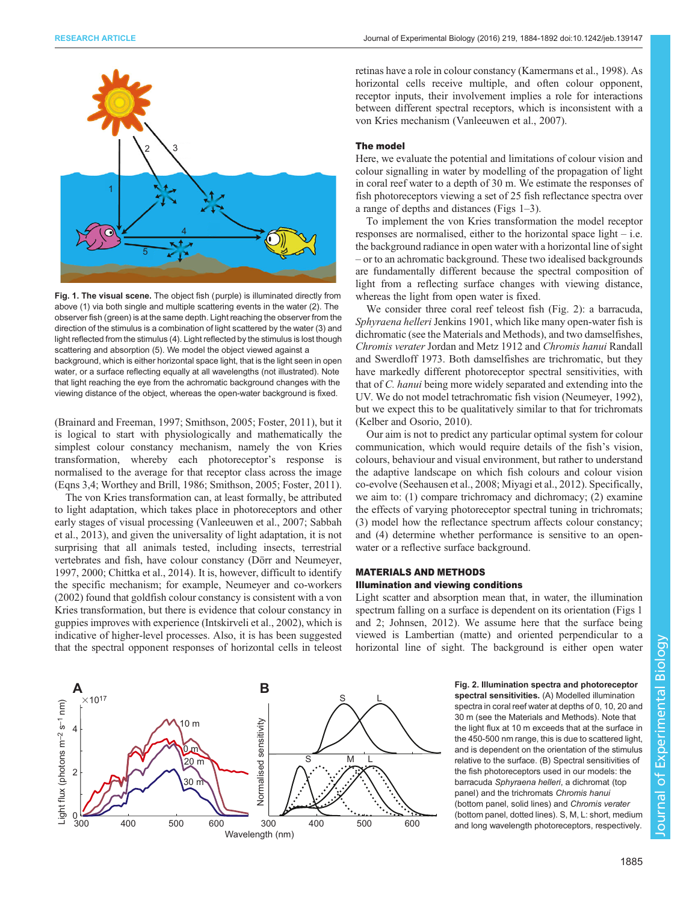**Fig. 1. The visual scene.** The object fish (purple) is illuminated directly from above (1) via both single and multiple scattering events in the water (2). The observer fish (green) is at the same depth. Light reaching the observer from the direction of the stimulus is a combination of light scattered by the water (3) and light reflected from the stimulus (4). Light reflected by the stimulus is lost though scattering and absorption (5). We model the object viewed against a background, which is either horizontal space light, that is the light seen in open water, or a surface reflecting equally at all wavelengths (not illustrated). Note that light reaching the eye from the achromatic background changes with the viewing distance of the object, whereas the open-water background is fixed.

(Brainard and Freeman, 1997; Smithson, 2005; Foster, 2011), but it is logical to start with physiologically and mathematically the simplest colour constancy mechanism, namely the von Kries transformation, whereby each photoreceptor's response is normalised to the average for that receptor class across the image (Eqns 3,4; Worthey and Brill, 1986; Smithson, 2005; Foster, 2011).

The von Kries transformation can, at least formally, be attributed to light adaptation, which takes place in photoreceptors and other early stages of visual processing (Vanleeuwen et al., 2007; Sabbah et al., 2013), and given the universality of light adaptation, it is not surprising that all animals tested, including insects, terrestrial vertebrates and fish, have colour constancy (Dörr and Neumeyer, 1997, 2000; Chittka et al., 2014). It is, however, difficult to identify the specific mechanism; for example, Neumeyer and co-workers (2002) found that goldfish colour constancy is consistent with a von Kries transformation, but there is evidence that colour constancy in guppies improves with experience (Intskirveli et al., 2002), which is indicative of higher-level processes. Also, it is has been suggested that the spectral opponent responses of horizontal cells in teleost retinas have a role in colour constancy (Kamermans et al., 1998). As horizontal cells receive multiple, and often colour opponent, receptor inputs, their involvement implies a role for interactions between different spectral receptors, which is inconsistent with a von Kries mechanism (Vanleeuwen et al., 2007).

### The model

Here, we evaluate the potential and limitations of colour vision and colour signalling in water by modelling of the propagation of light in coral reef water to a depth of 30 m. We estimate the responses of fish photoreceptors viewing a set of 25 fish reflectance spectra over a range of depths and distances (Figs 1–3).

To implement the von Kries transformation the model receptor responses are normalised, either to the horizontal space light – i.e. the background radiance in open water with a horizontal line of sight – or to an achromatic background. These two idealised backgrounds are fundamentally different because the spectral composition of light from a reflecting surface changes with viewing distance, whereas the light from open water is fixed.

We consider three coral reef teleost fish (Fig. 2): a barracuda, *Sphyraena helleri* Jenkins 1901, which like many open-water fish is dichromatic (see the Materials and Methods), and two damselfishes, *Chromis verater* Jordan and Metz 1912 and *Chromis hanui* Randall and Swerdloff 1973. Both damselfishes are trichromatic, but they have markedly different photoreceptor spectral sensitivities, with that of *C. hanui* being more widely separated and extending into the UV. We do not model tetrachromatic fish vision (Neumeyer, 1992), but we expect this to be qualitatively similar to that for trichromats (Kelber and Osorio, 2010).

Our aim is not to predict any particular optimal system for colour communication, which would require details of the fish's vision, colours, behaviour and visual environment, but rather to understand the adaptive landscape on which fish colours and colour vision co-evolve (Seehausen et al., 2008; Miyagi et al., 2012). Specifically, we aim to: (1) compare trichromacy and dichromacy; (2) examine the effects of varying photoreceptor spectral tuning in trichromats; (3) model how the reflectance spectrum affects colour constancy; and (4) determine whether performance is sensitive to an open-water or a reflective surface background.

## MATERIALS AND METHODS

### Illumination and viewing conditions

Light scatter and absorption mean that, in water, the illumination spectrum falling on a surface is dependent on its orientation (Figs 1 and 2; Johnsen, 2012). We assume here that the surface being viewed is Lambertian (matte) and oriented perpendicular to a horizontal line of sight. The background is either open water

**Fig. 2. Illumination spectra and photoreceptor spectral sensitivities.** (A) Modelled illumination spectra in coral reef water at depths of 0, 10, 20 and 30 m (see the Materials and Methods). Note that the light flux at 10 m exceeds that at the surface in the 450-500 nm range, this is due to scattered light, and is dependent on the orientation of the stimulus relative to the surface. (B) Spectral sensitivities of the fish photoreceptors used in our models: the barracuda *Sphyraena helleri*, a dichromat (top panel) and the trichromats *Chromis hanui* (bottom panel, solid lines) and *Chromis verater* (bottom panel, dotted lines). S, M, L: short, medium and long wavelength photoreceptors, respectively.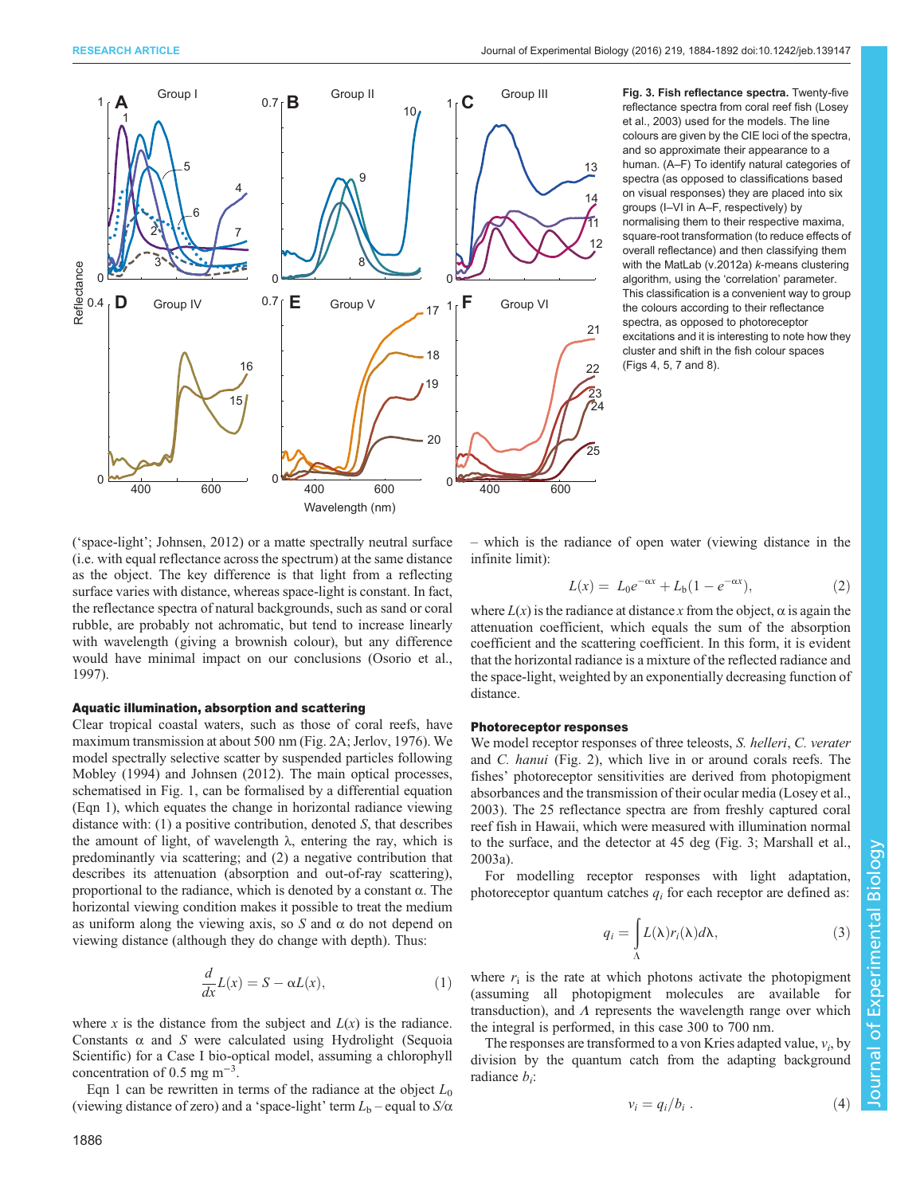**Fig. 3. Fish reflectance spectra.** Twenty-five reflectance spectra from coral reef fish (Losey et al., 2003) used for the models. The line colours are given by the CIE loci of the spectra, and so approximate their appearance to a human. (A–F) To identify natural categories of spectra (as opposed to classifications based on visual responses) they are placed into six groups (I–VI in A–F, respectively) by normalising them to their respective maxima, square-root transformation (to reduce effects of overall reflectance) and then classifying them with the MatLab (v.2012a) *k*-means clustering algorithm, using the 'correlation' parameter. This classification is a convenient way to group the colours according to their reflectance spectra, as opposed to photoreceptor excitations and it is interesting to note how they cluster and shift in the fish colour spaces (Figs 4, 5, 7 and 8).

('space-light'; Johnsen, 2012) or a matte spectrally neutral surface (i.e. with equal reflectance across the spectrum) at the same distance as the object. The key difference is that light from a reflecting surface varies with distance, whereas space-light is constant. In fact, the reflectance spectra of natural backgrounds, such as sand or coral rubble, are probably not achromatic, but tend to increase linearly with wavelength (giving a brownish colour), but any difference would have minimal impact on our conclusions (Osorio et al., 1997).

### Aquatic illumination, absorption and scattering

Clear tropical coastal waters, such as those of coral reefs, have maximum transmission at about 500 nm (Fig. 2A; Jerlov, 1976). We model spectrally selective scatter by suspended particles following Mobley (1994) and Johnsen (2012). The main optical processes, schematised in Fig. 1, can be formalised by a differential equation (Eqn 1), which equates the change in horizontal radiance viewing distance with: (1) a positive contribution, denoted $S$, that describes the amount of light, of wavelength $\lambda$, entering the ray, which is predominantly via scattering; and (2) a negative contribution that describes its attenuation (absorption and out-of-ray scattering), proportional to the radiance, which is denoted by a constant $\alpha$. The horizontal viewing condition makes it possible to treat the medium as uniform along the viewing axis, so $S$ and $\alpha$ do not depend on viewing distance (although they do change with depth). Thus:

$$\frac{d}{dx}L(x) = S - \alpha L(x), \tag{1}$$

where $x$ is the distance from the subject and $L(x)$ is the radiance. Constants $\alpha$ and $S$ were calculated using Hydrolight (Sequoia Scientific) for a Case I bio-optical model, assuming a chlorophyll concentration of 0.5 mg m$^{-3}$.

Eqn 1 can be rewritten in terms of the radiance at the object $L_0$ (viewing distance of zero) and a 'space-light' term $L_b$ – equal to $S/\alpha$ – which is the radiance of open water (viewing distance in the infinite limit):

$$L(x) = L_0 e^{-\alpha x} + L_b(1 - e^{-\alpha x}), \tag{2}$$

where $L(x)$ is the radiance at distance $x$ from the object, $\alpha$ is again the attenuation coefficient, which equals the sum of the absorption coefficient and the scattering coefficient. In this form, it is evident that the horizontal radiance is a mixture of the reflected radiance and the space-light, weighted by an exponentially decreasing function of distance.

### Photoreceptor responses

We model receptor responses of three teleosts, *S. helleri*, *C. verater* and *C. hanui* (Fig. 2), which live in or around corals reefs. The fishes' photoreceptor sensitivities are derived from photopigment absorbances and the transmission of their ocular media (Losey et al., 2003). The 25 reflectance spectra are from freshly captured coral reef fish in Hawaii, which were measured with illumination normal to the surface, and the detector at 45 deg (Fig. 3; Marshall et al., 2003a).

For modelling receptor responses with light adaptation, photoreceptor quantum catches $q_i$ for each receptor are defined as:

$$q_i = \int_{\Lambda} L(\lambda) r_i(\lambda) d\lambda, \tag{3}$$

where $r_i$ is the rate at which photons activate the photopigment (assuming all photopigment molecules are available for transduction), and $\Lambda$ represents the wavelength range over which the integral is performed, in this case 300 to 700 nm.

The responses are transformed to a von Kries adapted value, $v_i$, by division by the quantum catch from the adapting background radiance $b_i$:

$$v_i = q_i / b_i \, . \tag{4}$$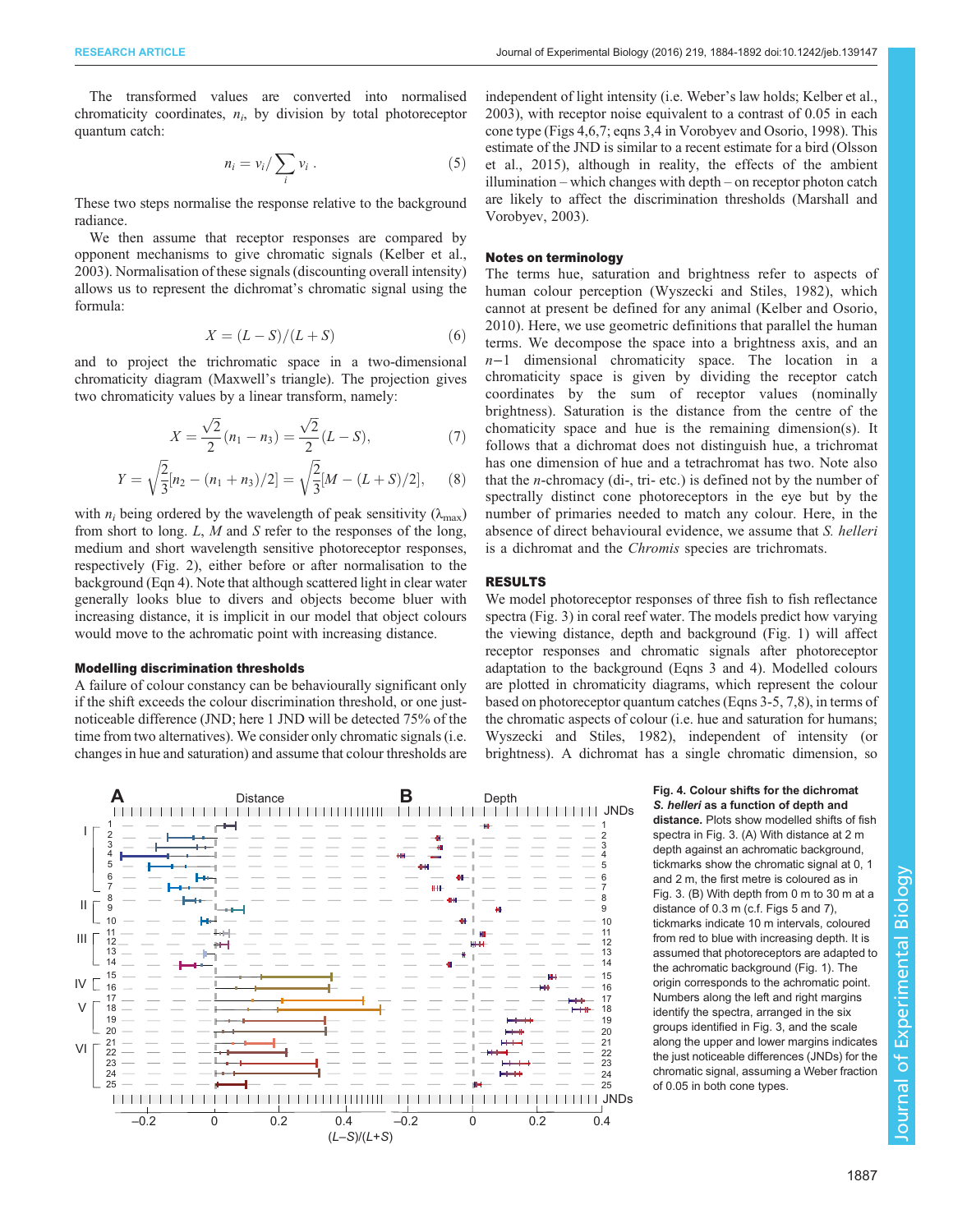The transformed values are converted into normalised chromaticity coordinates, $n_i$, by division by total photoreceptor quantum catch:

$$n_i = v_i / \sum_i v_i \, . \qquad (5)$$

These two steps normalise the response relative to the background radiance.

We then assume that receptor responses are compared by opponent mechanisms to give chromatic signals (Kelber et al., 2003). Normalisation of these signals (discounting overall intensity) allows us to represent the dichromat's chromatic signal using the formula:

$$X = (L - S)/(L + S) \qquad (6)$$

and to project the trichromatic space in a two-dimensional chromaticity diagram (Maxwell's triangle). The projection gives two chromaticity values by a linear transform, namely:

$$X = \frac{\sqrt{2}}{2}(n_1 - n_3) = \frac{\sqrt{2}}{2}(L - S), \qquad (7)$$

$$Y = \sqrt{\frac{2}{3}}[n_2 - (n_1 + n_3)/2] = \sqrt{\frac{2}{3}}[M - (L + S)/2], \qquad (8)$$

with $n_i$ being ordered by the wavelength of peak sensitivity ($\lambda_{max}$) from short to long. $L$, $M$ and $S$ refer to the responses of the long, medium and short wavelength sensitive photoreceptor responses, respectively (Fig. 2), either before or after normalisation to the background (Eqn 4). Note that although scattered light in clear water generally looks blue to divers and objects become bluer with increasing distance, it is implicit in our model that object colours would move to the achromatic point with increasing distance.

### Modelling discrimination thresholds

A failure of colour constancy can be behaviourally significant only if the shift exceeds the colour discrimination threshold, or one just-noticeable difference (JND; here 1 JND will be detected 75% of the time from two alternatives). We consider only chromatic signals (i.e. changes in hue and saturation) and assume that colour thresholds are independent of light intensity (i.e. Weber's law holds; Kelber et al., 2003), with receptor noise equivalent to a contrast of 0.05 in each cone type (Figs 4,6,7; eqns 3,4 in Vorobyev and Osorio, 1998). This estimate of the JND is similar to a recent estimate for a bird (Olsson et al., 2015), although in reality, the effects of the ambient illumination – which changes with depth – on receptor photon catch are likely to affect the discrimination thresholds (Marshall and Vorobyev, 2003).

### Notes on terminology

The terms hue, saturation and brightness refer to aspects of human colour perception (Wyszecki and Stiles, 1982), which cannot at present be defined for any animal (Kelber and Osorio, 2010). Here, we use geometric definitions that parallel the human terms. We decompose the space into a brightness axis, and an $n-1$ dimensional chromaticity space. The location in a chromaticity space is given by dividing the receptor catch coordinates by the sum of receptor values (nominally brightness). Saturation is the distance from the centre of the chomaticity space and hue is the remaining dimension(s). It follows that a dichromat does not distinguish hue, a trichromat has one dimension of hue and a tetrachromat has two. Note also that the $n$-chromacy (di-, tri- etc.) is defined not by the number of spectrally distinct cone photoreceptors in the eye but by the number of primaries needed to match any colour. Here, in the absence of direct behavioural evidence, we assume that *S. helleri* is a dichromat and the *Chromis* species are trichromats.

## RESULTS

We model photoreceptor responses of three fish to fish reflectance spectra (Fig. 3) in coral reef water. The models predict how varying the viewing distance, depth and background (Fig. 1) will affect receptor responses and chromatic signals after photoreceptor adaptation to the background (Eqns 3 and 4). Modelled colours are plotted in chromaticity diagrams, which represent the colour based on photoreceptor quantum catches (Eqns 3-5, 7,8), in terms of the chromatic aspects of colour (i.e. hue and saturation for humans; Wyszecki and Stiles, 1982), independent of intensity (or brightness). A dichromat has a single chromatic dimension, so

**Fig. 4. Colour shifts for the dichromat *S. helleri* as a function of depth and distance.** Plots show modelled shifts of fish spectra in Fig. 3. (A) With distance at 2 m depth against an achromatic background, tickmarks show the chromatic signal at 0, 1 and 2 m, the first metre is coloured as in Fig. 3. (B) With depth from 0 m to 30 m at a distance of 0.3 m (c.f. Figs 5 and 7), tickmarks indicate 10 m intervals, coloured from red to blue with increasing depth. It is assumed that photoreceptors are adapted to the achromatic background (Fig. 1). The origin corresponds to the achromatic point. Numbers along the left and right margins identify the spectra, arranged in the six groups identified in Fig. 3, and the scale along the upper and lower margins indicates the just noticeable differences (JNDs) for the chromatic signal, assuming a Weber fraction of 0.05 in both cone types.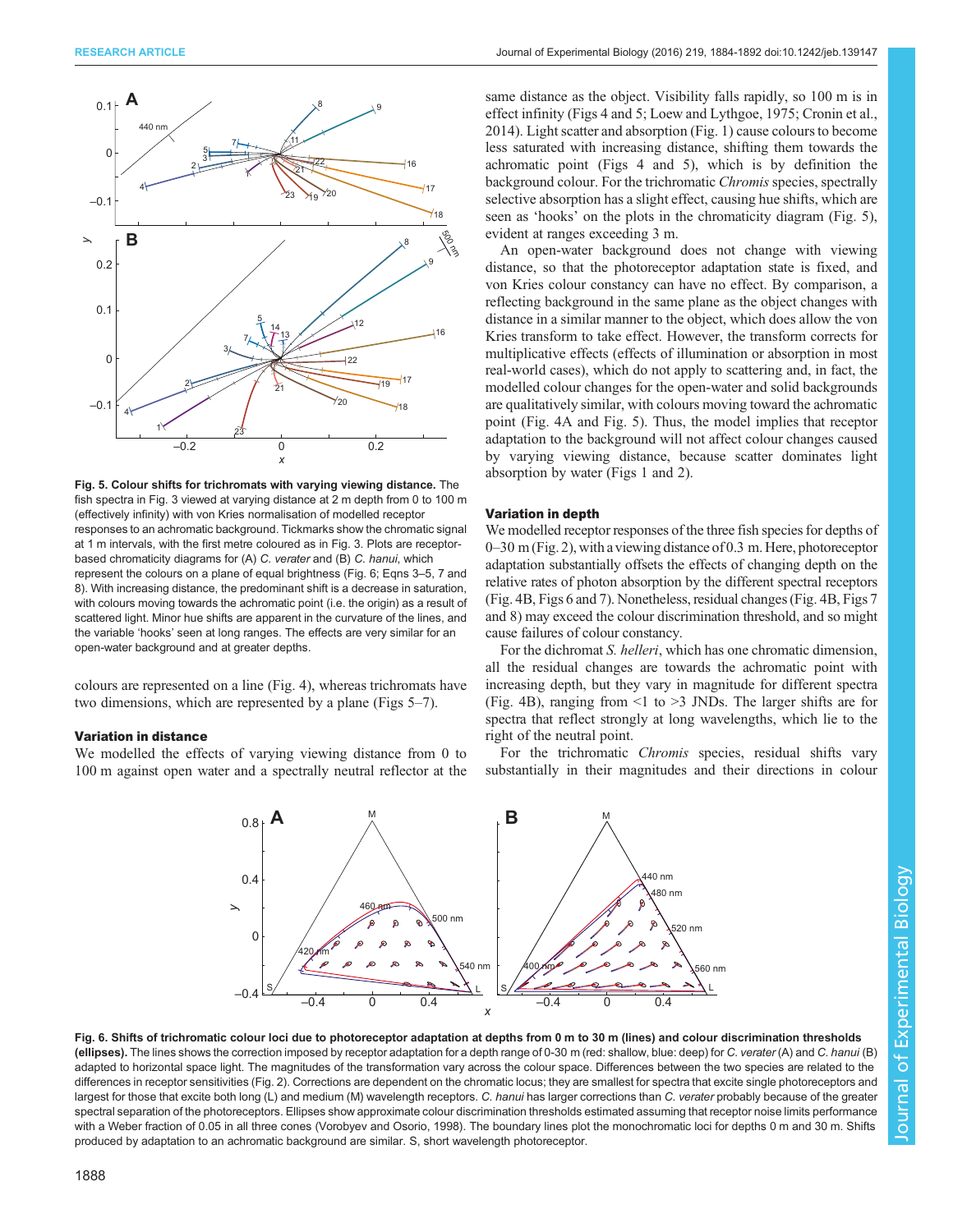**Fig. 5. Colour shifts for trichromats with varying viewing distance.** The fish spectra in Fig. 3 viewed at varying distance at 2 m depth from 0 to 100 m (effectively infinity) with von Kries normalisation of modelled receptor responses to an achromatic background. Tickmarks show the chromatic signal at 1 m intervals, with the first metre coloured as in Fig. 3. Plots are receptor-based chromaticity diagrams for (A) *C. verater* and (B) *C. hanui*, which represent the colours on a plane of equal brightness (Fig. 6; Eqns 3–5, 7 and 8). With increasing distance, the predominant shift is a decrease in saturation, with colours moving towards the achromatic point (i.e. the origin) as a result of scattered light. Minor hue shifts are apparent in the curvature of the lines, and the variable 'hooks' seen at long ranges. The effects are very similar for an open-water background and at greater depths.

colours are represented on a line (Fig. 4), whereas trichromats have two dimensions, which are represented by a plane (Figs 5–7).

### Variation in distance

We modelled the effects of varying viewing distance from 0 to 100 m against open water and a spectrally neutral reflector at the same distance as the object. Visibility falls rapidly, so 100 m is in effect infinity (Figs 4 and 5; Loew and Lythgoe, 1975; Cronin et al., 2014). Light scatter and absorption (Fig. 1) cause colours to become less saturated with increasing distance, shifting them towards the achromatic point (Figs 4 and 5), which is by definition the background colour. For the trichromatic *Chromis* species, spectrally selective absorption has a slight effect, causing hue shifts, which are seen as 'hooks' on the plots in the chromaticity diagram (Fig. 5), evident at ranges exceeding 3 m.

An open-water background does not change with viewing distance, so that the photoreceptor adaptation state is fixed, and von Kries colour constancy can have no effect. By comparison, a reflecting background in the same plane as the object changes with distance in a similar manner to the object, which does allow the von Kries transform to take effect. However, the transform corrects for multiplicative effects (effects of illumination or absorption in most real-world cases), which do not apply to scattering and, in fact, the modelled colour changes for the open-water and solid backgrounds are qualitatively similar, with colours moving toward the achromatic point (Fig. 4A and Fig. 5). Thus, the model implies that receptor adaptation to the background will not affect colour changes caused by varying viewing distance, because scatter dominates light absorption by water (Figs 1 and 2).

### Variation in depth

We modelled receptor responses of the three fish species for depths of 0–30 m (Fig. 2), with a viewing distance of 0.3 m. Here, photoreceptor adaptation substantially offsets the effects of changing depth on the relative rates of photon absorption by the different spectral receptors (Fig. 4B, Figs 6 and 7). Nonetheless, residual changes (Fig. 4B, Figs 7 and 8) may exceed the colour discrimination threshold, and so might cause failures of colour constancy.

For the dichromat *S. helleri*, which has one chromatic dimension, all the residual changes are towards the achromatic point with increasing depth, but they vary in magnitude for different spectra (Fig. 4B), ranging from <1 to >3 JNDs. The larger shifts are for spectra that reflect strongly at long wavelengths, which lie to the right of the neutral point.

For the trichromatic *Chromis* species, residual shifts vary substantially in their magnitudes and their directions in colour

**Fig. 6. Shifts of trichromatic colour loci due to photoreceptor adaptation at depths from 0 m to 30 m (lines) and colour discrimination thresholds (ellipses).** The lines shows the correction imposed by receptor adaptation for a depth range of 0-30 m (red: shallow, blue: deep) for *C. verater* (A) and *C. hanui* (B) adapted to horizontal space light. The magnitudes of the transformation vary across the colour space. Differences between the two species are related to the differences in receptor sensitivities (Fig. 2). Corrections are dependent on the chromatic locus; they are smallest for spectra that excite single photoreceptors and largest for those that excite both long (L) and medium (M) wavelength receptors. *C. hanui* has larger corrections than *C. verater* probably because of the greater spectral separation of the photoreceptors. Ellipses show approximate colour discrimination thresholds estimated assuming that receptor noise limits performance with a Weber fraction of 0.05 in all three cones (Vorobyev and Osorio, 1998). The boundary lines plot the monochromatic loci for depths 0 m and 30 m. Shifts produced by adaptation to an achromatic background are similar. S, short wavelength photoreceptor.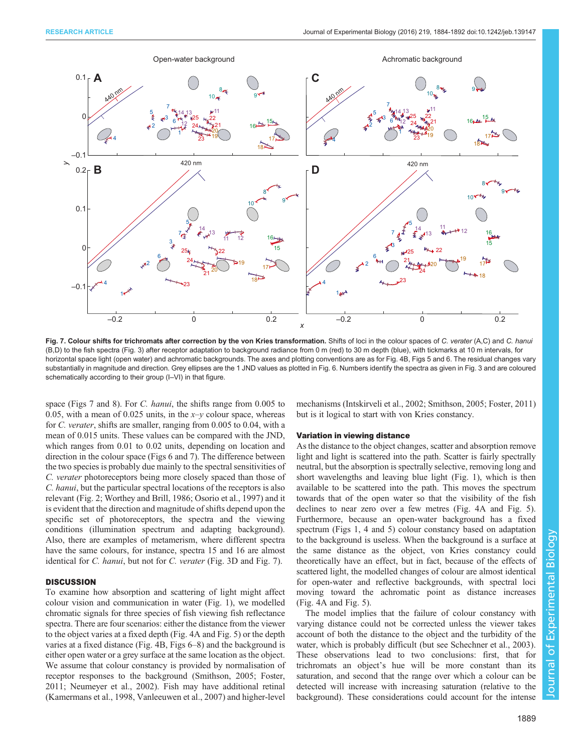**Fig. 7. Colour shifts for trichromats after correction by the von Kries transformation.** Shifts of loci in the colour spaces of *C. verater* (A,C) and *C. hanui* (B,D) to the fish spectra (Fig. 3) after receptor adaptation to background radiance from 0 m (red) to 30 m depth (blue), with tickmarks at 10 m intervals, for horizontal space light (open water) and achromatic backgrounds. The axes and plotting conventions are as for Fig. 4B, Figs 5 and 6. The residual changes vary substantially in magnitude and direction. Grey ellipses are the 1 JND values as plotted in Fig. 6. Numbers identify the spectra as given in Fig. 3 and are coloured schematically according to their group (I–VI) in that figure.

space (Figs 7 and 8). For *C. hanui*, the shifts range from 0.005 to 0.05, with a mean of 0.025 units, in the *x*–*y* colour space, whereas for *C. verater*, shifts are smaller, ranging from 0.005 to 0.04, with a mean of 0.015 units. These values can be compared with the JND, which ranges from 0.01 to 0.02 units, depending on location and direction in the colour space (Figs 6 and 7). The difference between the two species is probably due mainly to the spectral sensitivities of *C. verater* photoreceptors being more closely spaced than those of *C. hanui*, but the particular spectral locations of the receptors is also relevant (Fig. 2; Worthey and Brill, 1986; Osorio et al., 1997) and it is evident that the direction and magnitude of shifts depend upon the specific set of photoreceptors, the spectra and the viewing conditions (illumination spectrum and adapting background). Also, there are examples of metamerism, where different spectra have the same colours, for instance, spectra 15 and 16 are almost identical for *C. hanui*, but not for *C. verater* (Fig. 3D and Fig. 7).

## DISCUSSION

To examine how absorption and scattering of light might affect colour vision and communication in water (Fig. 1), we modelled chromatic signals for three species of fish viewing fish reflectance spectra. There are four scenarios: either the distance from the viewer to the object varies at a fixed depth (Fig. 4A and Fig. 5) or the depth varies at a fixed distance (Fig. 4B, Figs 6–8) and the background is either open water or a grey surface at the same location as the object. We assume that colour constancy is provided by normalisation of receptor responses to the background (Smithson, 2005; Foster, 2011; Neumeyer et al., 2002). Fish may have additional retinal (Kamermans et al., 1998, Vanleeuwen et al., 2007) and higher-level mechanisms (Intskirveli et al., 2002; Smithson, 2005; Foster, 2011) but is it logical to start with von Kries constancy.

### Variation in viewing distance

As the distance to the object changes, scatter and absorption remove light and light is scattered into the path. Scatter is fairly spectrally neutral, but the absorption is spectrally selective, removing long and short wavelengths and leaving blue light (Fig. 1), which is then available to be scattered into the path. This moves the spectrum towards that of the open water so that the visibility of the fish declines to near zero over a few metres (Fig. 4A and Fig. 5). Furthermore, because an open-water background has a fixed spectrum (Figs 1, 4 and 5) colour constancy based on adaptation to the background is useless. When the background is a surface at the same distance as the object, von Kries constancy could theoretically have an effect, but in fact, because of the effects of scattered light, the modelled changes of colour are almost identical for open-water and reflective backgrounds, with spectral loci moving toward the achromatic point as distance increases (Fig. 4A and Fig. 5).

The model implies that the failure of colour constancy with varying distance could not be corrected unless the viewer takes account of both the distance to the object and the turbidity of the water, which is probably difficult (but see Schechner et al., 2003). These observations lead to two conclusions: first, that for trichromats an object's hue will be more constant than its saturation, and second that the range over which a colour can be detected will increase with increasing saturation (relative to the background). These considerations could account for the intense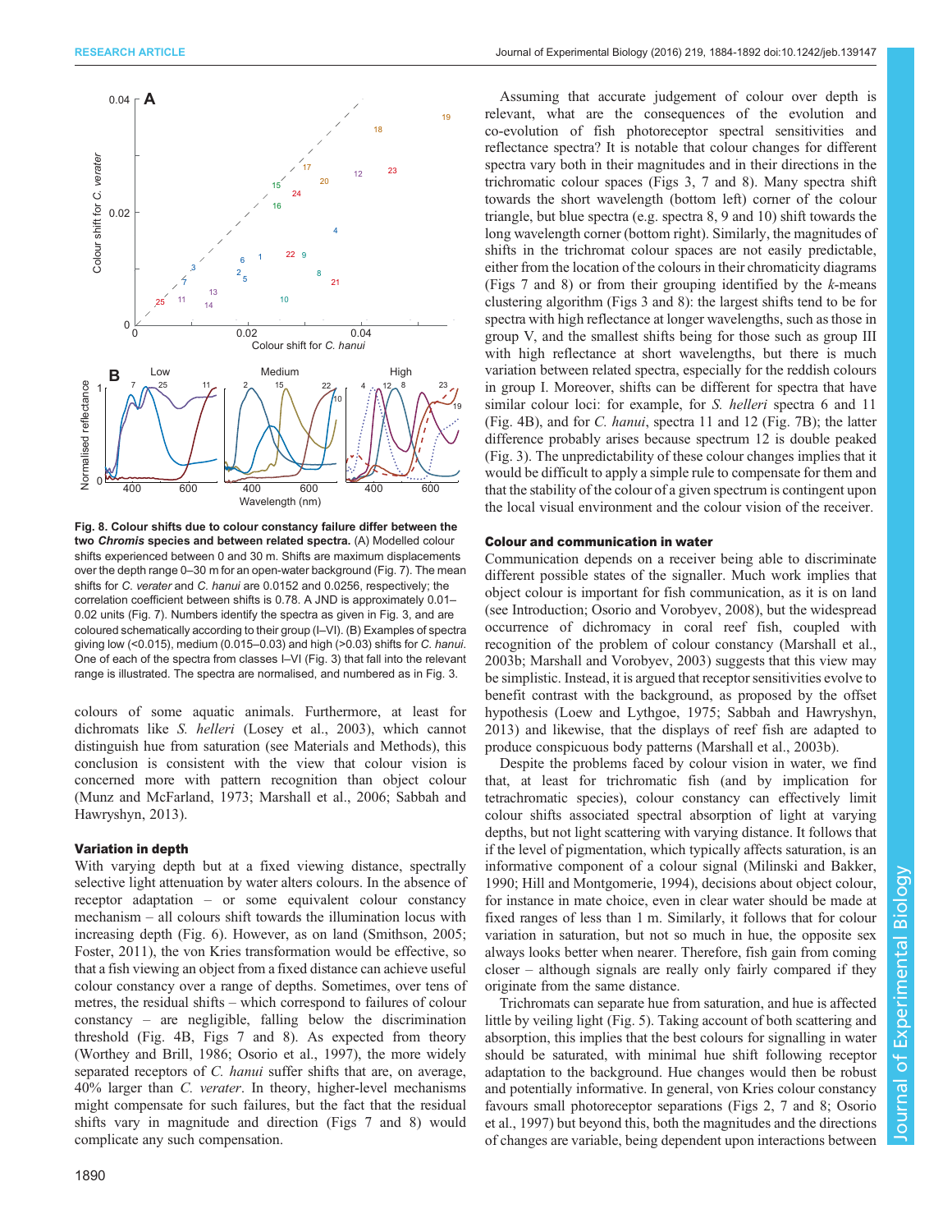**Fig. 8. Colour shifts due to colour constancy failure differ between the two *Chromis* species and between related spectra.** (A) Modelled colour shifts experienced between 0 and 30 m. Shifts are maximum displacements over the depth range 0–30 m for an open-water background (Fig. 7). The mean shifts for *C. verater* and *C. hanui* are 0.0152 and 0.0256, respectively; the correlation coefficient between shifts is 0.78. A JND is approximately 0.01–0.02 units (Fig. 7). Numbers identify the spectra as given in Fig. 3, and are coloured schematically according to their group (I–VI). (B) Examples of spectra giving low (<0.015), medium (0.015–0.03) and high (>0.03) shifts for *C. hanui*. One of each of the spectra from classes I–VI (Fig. 3) that fall into the relevant range is illustrated. The spectra are normalised, and numbered as in Fig. 3.

colours of some aquatic animals. Furthermore, at least for dichromats like *S. helleri* (Losey et al., 2003), which cannot distinguish hue from saturation (see Materials and Methods), this conclusion is consistent with the view that colour vision is concerned more with pattern recognition than object colour (Munz and McFarland, 1973; Marshall et al., 2006; Sabbah and Hawryshyn, 2013).

### Variation in depth

With varying depth but at a fixed viewing distance, spectrally selective light attenuation by water alters colours. In the absence of receptor adaptation – or some equivalent colour constancy mechanism – all colours shift towards the illumination locus with increasing depth (Fig. 6). However, as on land (Smithson, 2005; Foster, 2011), the von Kries transformation would be effective, so that a fish viewing an object from a fixed distance can achieve useful colour constancy over a range of depths. Sometimes, over tens of metres, the residual shifts – which correspond to failures of colour constancy – are negligible, falling below the discrimination threshold (Fig. 4B, Figs 7 and 8). As expected from theory (Worthey and Brill, 1986; Osorio et al., 1997), the more widely separated receptors of *C. hanui* suffer shifts that are, on average, 40% larger than *C. verater*. In theory, higher-level mechanisms might compensate for such failures, but the fact that the residual shifts vary in magnitude and direction (Figs 7 and 8) would complicate any such compensation.

Assuming that accurate judgement of colour over depth is relevant, what are the consequences of the evolution and co-evolution of fish photoreceptor spectral sensitivities and reflectance spectra? It is notable that colour changes for different spectra vary both in their magnitudes and in their directions in the trichromatic colour spaces (Figs 3, 7 and 8). Many spectra shift towards the short wavelength (bottom left) corner of the colour triangle, but blue spectra (e.g. spectra 8, 9 and 10) shift towards the long wavelength corner (bottom right). Similarly, the magnitudes of shifts in the trichromat colour spaces are not easily predictable, either from the location of the colours in their chromaticity diagrams (Figs 7 and 8) or from their grouping identified by the *k*-means clustering algorithm (Figs 3 and 8): the largest shifts tend to be for spectra with high reflectance at longer wavelengths, such as those in group V, and the smallest shifts being for those such as group III with high reflectance at short wavelengths, but there is much variation between related spectra, especially for the reddish colours in group I. Moreover, shifts can be different for spectra that have similar colour loci: for example, for *S. helleri* spectra 6 and 11 (Fig. 4B), and for *C. hanui*, spectra 11 and 12 (Fig. 7B); the latter difference probably arises because spectrum 12 is double peaked (Fig. 3). The unpredictability of these colour changes implies that it would be difficult to apply a simple rule to compensate for them and that the stability of the colour of a given spectrum is contingent upon the local visual environment and the colour vision of the receiver.

### Colour and communication in water

Communication depends on a receiver being able to discriminate different possible states of the signaller. Much work implies that object colour is important for fish communication, as it is on land (see Introduction; Osorio and Vorobyev, 2008), but the widespread occurrence of dichromacy in coral reef fish, coupled with recognition of the problem of colour constancy (Marshall et al., 2003b; Marshall and Vorobyev, 2003) suggests that this view may be simplistic. Instead, it is argued that receptor sensitivities evolve to benefit contrast with the background, as proposed by the offset hypothesis (Loew and Lythgoe, 1975; Sabbah and Hawryshyn, 2013) and likewise, that the displays of reef fish are adapted to produce conspicuous body patterns (Marshall et al., 2003b).

Despite the problems faced by colour vision in water, we find that, at least for trichromatic fish (and by implication for tetrachromatic species), colour constancy can effectively limit colour shifts associated spectral absorption of light at varying depths, but not light scattering with varying distance. It follows that if the level of pigmentation, which typically affects saturation, is an informative component of a colour signal (Milinski and Bakker, 1990; Hill and Montgomerie, 1994), decisions about object colour, for instance in mate choice, even in clear water should be made at fixed ranges of less than 1 m. Similarly, it follows that for colour variation in saturation, but not so much in hue, the opposite sex always looks better when nearer. Therefore, fish gain from coming closer – although signals are really only fairly compared if they originate from the same distance.

Trichromats can separate hue from saturation, and hue is affected little by veiling light (Fig. 5). Taking account of both scattering and absorption, this implies that the best colours for signalling in water should be saturated, with minimal hue shift following receptor adaptation to the background. Hue changes would then be robust and potentially informative. In general, von Kries colour constancy favours small photoreceptor separations (Figs 2, 7 and 8; Osorio et al., 1997) but beyond this, both the magnitudes and the directions of changes are variable, being dependent upon interactions between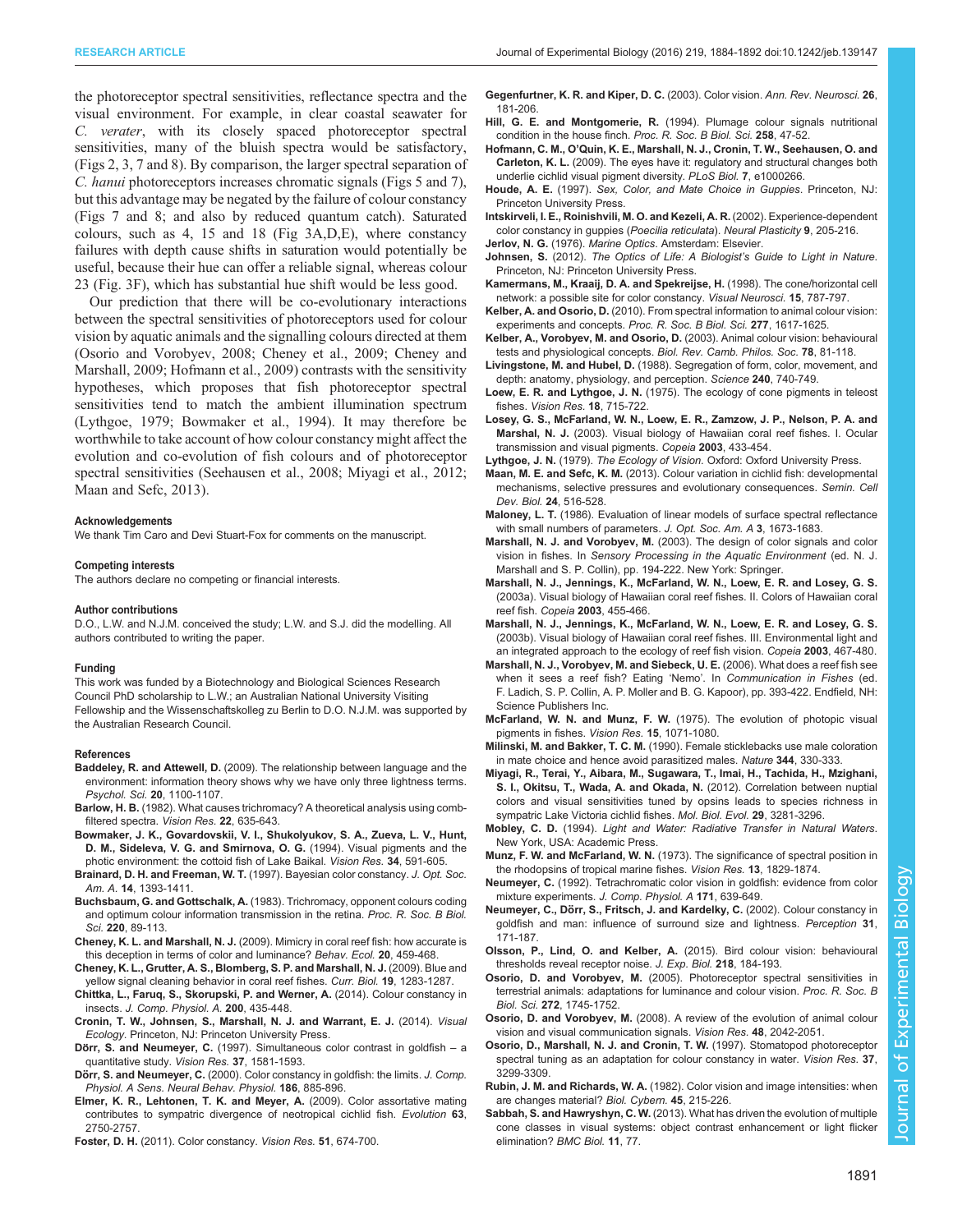the photoreceptor spectral sensitivities, reflectance spectra and the visual environment. For example, in clear coastal seawater for *C. verater*, with its closely spaced photoreceptor spectral sensitivities, many of the bluish spectra would be satisfactory, (Figs 2, 3, 7 and 8). By comparison, the larger spectral separation of *C. hanui* photoreceptors increases chromatic signals (Figs 5 and 7), but this advantage may be negated by the failure of colour constancy (Figs 7 and 8; and also by reduced quantum catch). Saturated colours, such as 4, 15 and 18 (Fig 3A,D,E), where constancy failures with depth cause shifts in saturation would potentially be useful, because their hue can offer a reliable signal, whereas colour 23 (Fig. 3F), which has substantial hue shift would be less good.

Our prediction that there will be co-evolutionary interactions between the spectral sensitivities of photoreceptors used for colour vision by aquatic animals and the signalling colours directed at them (Osorio and Vorobyev, 2008; Cheney et al., 2009; Cheney and Marshall, 2009; Hofmann et al., 2009) contrasts with the sensitivity hypotheses, which proposes that fish photoreceptor spectral sensitivities tend to match the ambient illumination spectrum (Lythgoe, 1979; Bowmaker et al., 1994). It may therefore be worthwhile to take account of how colour constancy might affect the evolution and co-evolution of fish colours and of photoreceptor spectral sensitivities (Seehausen et al., 2008; Miyagi et al., 2012; Maan and Sefc, 2013).

#### Acknowledgements

We thank Tim Caro and Devi Stuart-Fox for comments on the manuscript.

#### Competing interests

The authors declare no competing or financial interests.

#### Author contributions

D.O., L.W. and N.J.M. conceived the study; L.W. and S.J. did the modelling. All authors contributed to writing the paper.

#### Funding

This work was funded by a Biotechnology and Biological Sciences Research Council PhD scholarship to L.W.; an Australian National University Visiting Fellowship and the Wissenschaftskolleg zu Berlin to D.O. N.J.M. was supported by the Australian Research Council.

#### References

**Baddeley, R. and Attewell, D.** (2009). The relationship between language and the environment: information theory shows why we have only three lightness terms. *Psychol. Sci.* **20**, 1100-1107.

**Barlow, H. B.** (1982). What causes trichromacy? A theoretical analysis using comb-filtered spectra. *Vision Res.* **22**, 635-643.

**Bowmaker, J. K., Govardovskii, V. I., Shukolyukov, S. A., Zueva, L. V., Hunt, D. M., Sideleva, V. G. and Smirnova, O. G.** (1994). Visual pigments and the photic environment: the cottoid fish of Lake Baikal. *Vision Res.* **34**, 591-605.

**Brainard, D. H. and Freeman, W. T.** (1997). Bayesian color constancy. *J. Opt. Soc. Am. A.* **14**, 1393-1411.

**Buchsbaum, G. and Gottschalk, A.** (1983). Trichromacy, opponent colours coding and optimum colour information transmission in the retina. *Proc. R. Soc. B Biol. Sci.* **220**, 89-113.

**Cheney, K. L. and Marshall, N. J.** (2009). Mimicry in coral reef fish: how accurate is this deception in terms of color and luminance? *Behav. Ecol.* **20**, 459-468.

**Cheney, K. L., Grutter, A. S., Blomberg, S. P. and Marshall, N. J.** (2009). Blue and yellow signal cleaning behavior in coral reef fishes. *Curr. Biol.* **19**, 1283-1287.

**Chittka, L., Faruq, S., Skorupski, P. and Werner, A.** (2014). Colour constancy in insects. *J. Comp. Physiol. A.* **200**, 435-448.

**Cronin, T. W., Johnsen, S., Marshall, N. J. and Warrant, E. J.** (2014). *Visual Ecology*. Princeton, NJ: Princeton University Press.

**Dörr, S. and Neumeyer, C.** (1997). Simultaneous color contrast in goldfish – a quantitative study. *Vision Res.* **37**, 1581-1593.

**Dörr, S. and Neumeyer, C.** (2000). Color constancy in goldfish: the limits. *J. Comp. Physiol. A Sens. Neural Behav. Physiol.* **186**, 885-896.

**Elmer, K. R., Lehtonen, T. K. and Meyer, A.** (2009). Color assortative mating contributes to sympatric divergence of neotropical cichlid fish. *Evolution* **63**, 2750-2757.

**Foster, D. H.** (2011). Color constancy. *Vision Res.* **51**, 674-700.

**Gegenfurtner, K. R. and Kiper, D. C.** (2003). Color vision. *Ann. Rev. Neurosci.* **26**, 181-206.

**Hill, G. E. and Montgomerie, R.** (1994). Plumage colour signals nutritional condition in the house finch. *Proc. R. Soc. B Biol. Sci.* **258**, 47-52.

**Hofmann, C. M., O'Quin, K. E., Marshall, N. J., Cronin, T. W., Seehausen, O. and Carleton, K. L.** (2009). The eyes have it: regulatory and structural changes both underlie cichlid visual pigment diversity. *PLoS Biol.* **7**, e1000266.

**Houde, A. E.** (1997). *Sex, Color, and Mate Choice in Guppies*. Princeton, NJ: Princeton University Press.

**Intskirveli, I. E., Roinishvili, M. O. and Kezeli, A. R.** (2002). Experience-dependent color constancy in guppies (*Poecilia reticulata*). *Neural Plasticity* **9**, 205-216.

**Jerlov, N. G.** (1976). *Marine Optics*. Amsterdam: Elsevier.

**Johnsen, S.** (2012). *The Optics of Life: A Biologist's Guide to Light in Nature*. Princeton, NJ: Princeton University Press.

**Kamermans, M., Kraaij, D. A. and Spekreijse, H.** (1998). The cone/horizontal cell network: a possible site for color constancy. *Visual Neurosci.* **15**, 787-797.

**Kelber, A. and Osorio, D.** (2010). From spectral information to animal colour vision: experiments and concepts. *Proc. R. Soc. B Biol. Sci.* **277**, 1617-1625.

**Kelber, A., Vorobyev, M. and Osorio, D.** (2003). Animal colour vision: behavioural tests and physiological concepts. *Biol. Rev. Camb. Philos. Soc.* **78**, 81-118.

**Livingstone, M. and Hubel, D.** (1988). Segregation of form, color, movement, and depth: anatomy, physiology, and perception. *Science* **240**, 740-749.

**Loew, E. R. and Lythgoe, J. N.** (1975). The ecology of cone pigments in teleost fishes. *Vision Res.* **18**, 715-722.

**Losey, G. S., McFarland, W. N., Loew, E. R., Zamzow, J. P., Nelson, P. A. and Marshal, N. J.** (2003). Visual biology of Hawaiian coral reef fishes. I. Ocular transmission and visual pigments. *Copeia* **2003**, 433-454.

**Lythgoe, J. N.** (1979). *The Ecology of Vision*. Oxford: Oxford University Press.

**Maan, M. E. and Sefc, K. M.** (2013). Colour variation in cichlid fish: developmental mechanisms, selective pressures and evolutionary consequences. *Semin. Cell Dev. Biol.* **24**, 516-528.

**Maloney, L. T.** (1986). Evaluation of linear models of surface spectral reflectance with small numbers of parameters. *J. Opt. Soc. Am. A* **3**, 1673-1683.

**Marshall, N. J. and Vorobyev, M.** (2003). The design of color signals and color vision in fishes. In *Sensory Processing in the Aquatic Environment* (ed. N. J. Marshall and S. P. Collin), pp. 194-222. New York: Springer.

**Marshall, N. J., Jennings, K., McFarland, W. N., Loew, E. R. and Losey, G. S.** (2003a). Visual biology of Hawaiian coral reef fishes. II. Colors of Hawaiian coral reef fish. *Copeia* **2003**, 455-466.

**Marshall, N. J., Jennings, K., McFarland, W. N., Loew, E. R. and Losey, G. S.** (2003b). Visual biology of Hawaiian coral reef fishes. III. Environmental light and an integrated approach to the ecology of reef fish vision. *Copeia* **2003**, 467-480.

**Marshall, N. J., Vorobyev, M. and Siebeck, U. E.** (2006). What does a reef fish see when it sees a reef fish? Eating 'Nemo'. In *Communication in Fishes* (ed. F. Ladich, S. P. Collin, A. P. Moller and B. G. Kapoor), pp. 393-422. Endfield, NH: Science Publishers Inc.

**McFarland, W. N. and Munz, F. W.** (1975). The evolution of photopic visual pigments in fishes. *Vision Res.* **15**, 1071-1080.

**Milinski, M. and Bakker, T. C. M.** (1990). Female sticklebacks use male coloration in mate choice and hence avoid parasitized males. *Nature* **344**, 330-333.

**Miyagi, R., Terai, Y., Aibara, M., Sugawara, T., Imai, H., Tachida, H., Mzighani, S. I., Okitsu, T., Wada, A. and Okada, N.** (2012). Correlation between nuptial colors and visual sensitivities tuned by opsins leads to species richness in sympatric Lake Victoria cichlid fishes. *Mol. Biol. Evol.* **29**, 3281-3296.

**Mobley, C. D.** (1994). *Light and Water: Radiative Transfer in Natural Waters*. New York, USA: Academic Press.

**Munz, F. W. and McFarland, W. N.** (1973). The significance of spectral position in the rhodopsins of tropical marine fishes. *Vision Res.* **13**, 1829-1874.

**Neumeyer, C.** (1992). Tetrachromatic color vision in goldfish: evidence from color mixture experiments. *J. Comp. Physiol. A* **171**, 639-649.

**Neumeyer, C., Dörr, S., Fritsch, J. and Kardelky, C.** (2002). Colour constancy in goldfish and man: influence of surround size and lightness. *Perception* **31**, 171-187.

**Olsson, P., Lind, O. and Kelber, A.** (2015). Bird colour vision: behavioural thresholds reveal receptor noise. *J. Exp. Biol.* **218**, 184-193.

**Osorio, D. and Vorobyev, M.** (2005). Photoreceptor spectral sensitivities in terrestrial animals: adaptations for luminance and colour vision. *Proc. R. Soc. B Biol. Sci.* **272**, 1745-1752.

**Osorio, D. and Vorobyev, M.** (2008). A review of the evolution of animal colour vision and visual communication signals. *Vision Res.* **48**, 2042-2051.

**Osorio, D., Marshall, N. J. and Cronin, T. W.** (1997). Stomatopod photoreceptor spectral tuning as an adaptation for colour constancy in water. *Vision Res.* **37**, 3299-3309.

**Rubin, J. M. and Richards, W. A.** (1982). Color vision and image intensities: when are changes material? *Biol. Cybern.* **45**, 215-226.

**Sabbah, S. and Hawryshyn, C. W.** (2013). What has driven the evolution of multiple cone classes in visual systems: object contrast enhancement or light flicker elimination? *BMC Biol.* **11**, 77.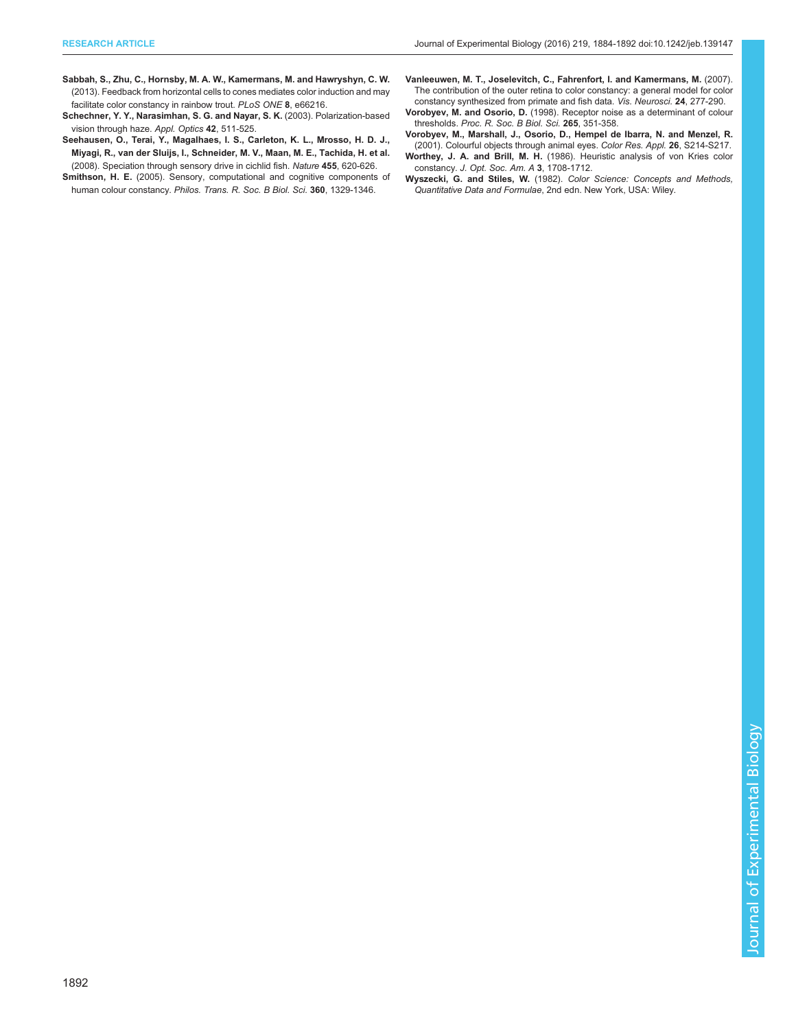**Sabbah, S., Zhu, C., Hornsby, M. A. W., Kamermans, M. and Hawryshyn, C. W.** (2013). Feedback from horizontal cells to cones mediates color induction and may facilitate color constancy in rainbow trout. *PLoS ONE* **8**, e66216.

**Schechner, Y. Y., Narasimhan, S. G. and Nayar, S. K.** (2003). Polarization-based vision through haze. *Appl. Optics* **42**, 511-525.

**Seehausen, O., Terai, Y., Magalhaes, I. S., Carleton, K. L., Mrosso, H. D. J., Miyagi, R., van der Sluijs, I., Schneider, M. V., Maan, M. E., Tachida, H. et al.** (2008). Speciation through sensory drive in cichlid fish. *Nature* **455**, 620-626.

**Smithson, H. E.** (2005). Sensory, computational and cognitive components of human colour constancy. *Philos. Trans. R. Soc. B Biol. Sci.* **360**, 1329-1346.

**Vanleeuwen, M. T., Joselevitch, C., Fahrenfort, I. and Kamermans, M.** (2007). The contribution of the outer retina to color constancy: a general model for color constancy synthesized from primate and fish data. *Vis. Neurosci.* **24**, 277-290.

**Vorobyev, M. and Osorio, D.** (1998). Receptor noise as a determinant of colour thresholds. *Proc. R. Soc. B Biol. Sci.* **265**, 351-358.

**Vorobyev, M., Marshall, J., Osorio, D., Hempel de Ibarra, N. and Menzel, R.** (2001). Colourful objects through animal eyes. *Color Res. Appl.* **26**, S214-S217.

**Worthey, J. A. and Brill, M. H.** (1986). Heuristic analysis of von Kries color constancy. *J. Opt. Soc. Am. A* **3**, 1708-1712.

**Wyszecki, G. and Stiles, W.** (1982). *Color Science: Concepts and Methods, Quantitative Data and Formulae*, 2nd edn. New York, USA: Wiley.